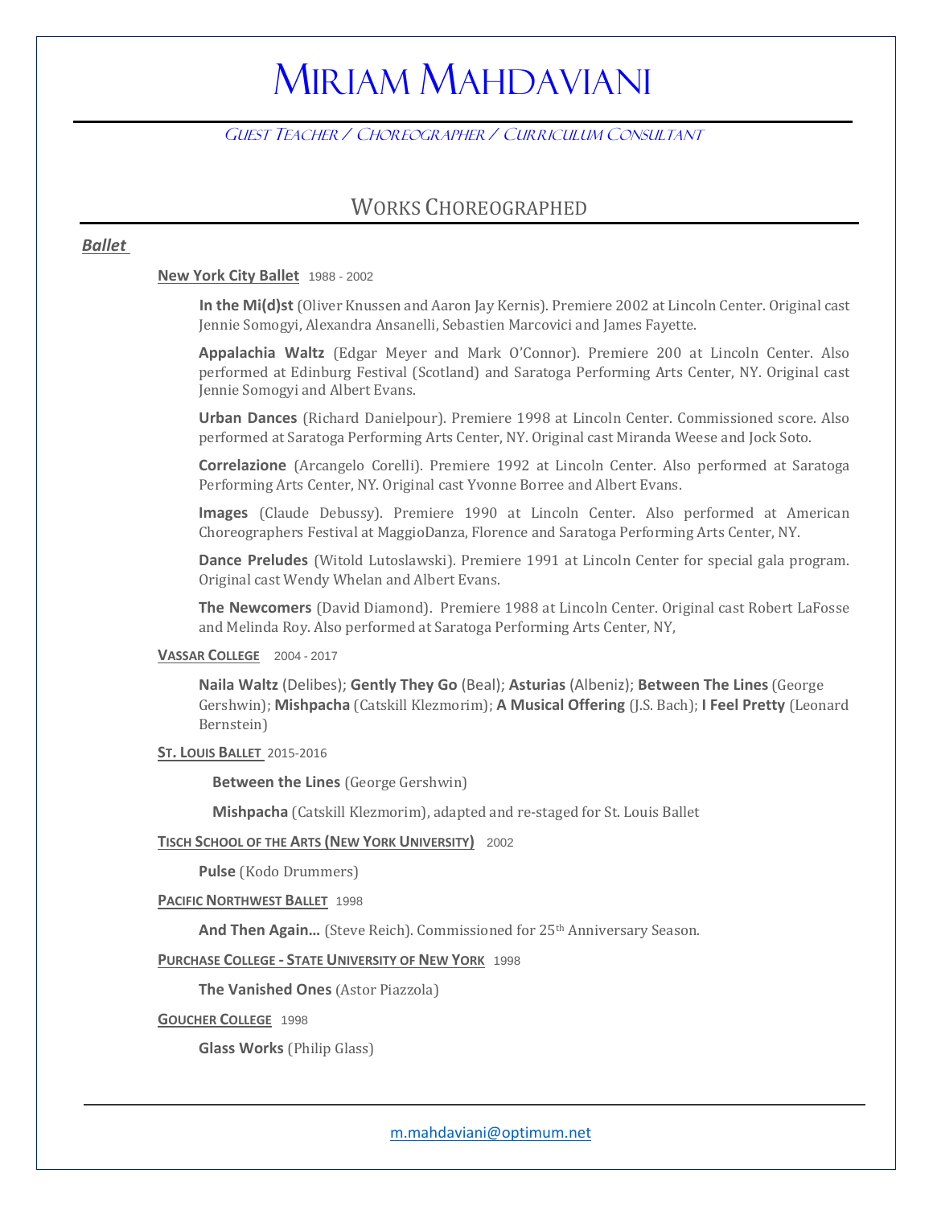# Miriam Mahdaviani

*Guest Teacher / Choreographer / Curriculum Consultant*

## Works Choreographed

***Ballet***

**New York City Ballet** 1988 - 2002

**In the Mi(d)st** (Oliver Knussen and Aaron Jay Kernis). Premiere 2002 at Lincoln Center. Original cast Jennie Somogyi, Alexandra Ansanelli, Sebastien Marcovici and James Fayette.

**Appalachia Waltz** (Edgar Meyer and Mark O'Connor). Premiere 200 at Lincoln Center. Also performed at Edinburg Festival (Scotland) and Saratoga Performing Arts Center, NY. Original cast Jennie Somogyi and Albert Evans.

**Urban Dances** (Richard Danielpour). Premiere 1998 at Lincoln Center. Commissioned score. Also performed at Saratoga Performing Arts Center, NY. Original cast Miranda Weese and Jock Soto.

**Correlazione** (Arcangelo Corelli). Premiere 1992 at Lincoln Center. Also performed at Saratoga Performing Arts Center, NY. Original cast Yvonne Borree and Albert Evans.

**Images** (Claude Debussy). Premiere 1990 at Lincoln Center. Also performed at American Choreographers Festival at MaggioDanza, Florence and Saratoga Performing Arts Center, NY.

**Dance Preludes** (Witold Lutoslawski). Premiere 1991 at Lincoln Center for special gala program. Original cast Wendy Whelan and Albert Evans.

**The Newcomers** (David Diamond). Premiere 1988 at Lincoln Center. Original cast Robert LaFosse and Melinda Roy. Also performed at Saratoga Performing Arts Center, NY,

**Vassar College** 2004 - 2017

**Naila Waltz** (Delibes); **Gently They Go** (Beal); **Asturias** (Albeniz); **Between The Lines** (George Gershwin); **Mishpacha** (Catskill Klezmorim); **A Musical Offering** (J.S. Bach); **I Feel Pretty** (Leonard Bernstein)

**St. Louis Ballet** 2015-2016

**Between the Lines** (George Gershwin)

**Mishpacha** (Catskill Klezmorim), adapted and re-staged for St. Louis Ballet

**Tisch School of the Arts (New York University)** 2002

**Pulse** (Kodo Drummers)

**Pacific Northwest Ballet** 1998

**And Then Again…** (Steve Reich). Commissioned for 25th Anniversary Season.

**Purchase College - State University of New York** 1998

**The Vanished Ones** (Astor Piazzola)

**Goucher College** 1998

**Glass Works** (Philip Glass)

m.mahdaviani@optimum.net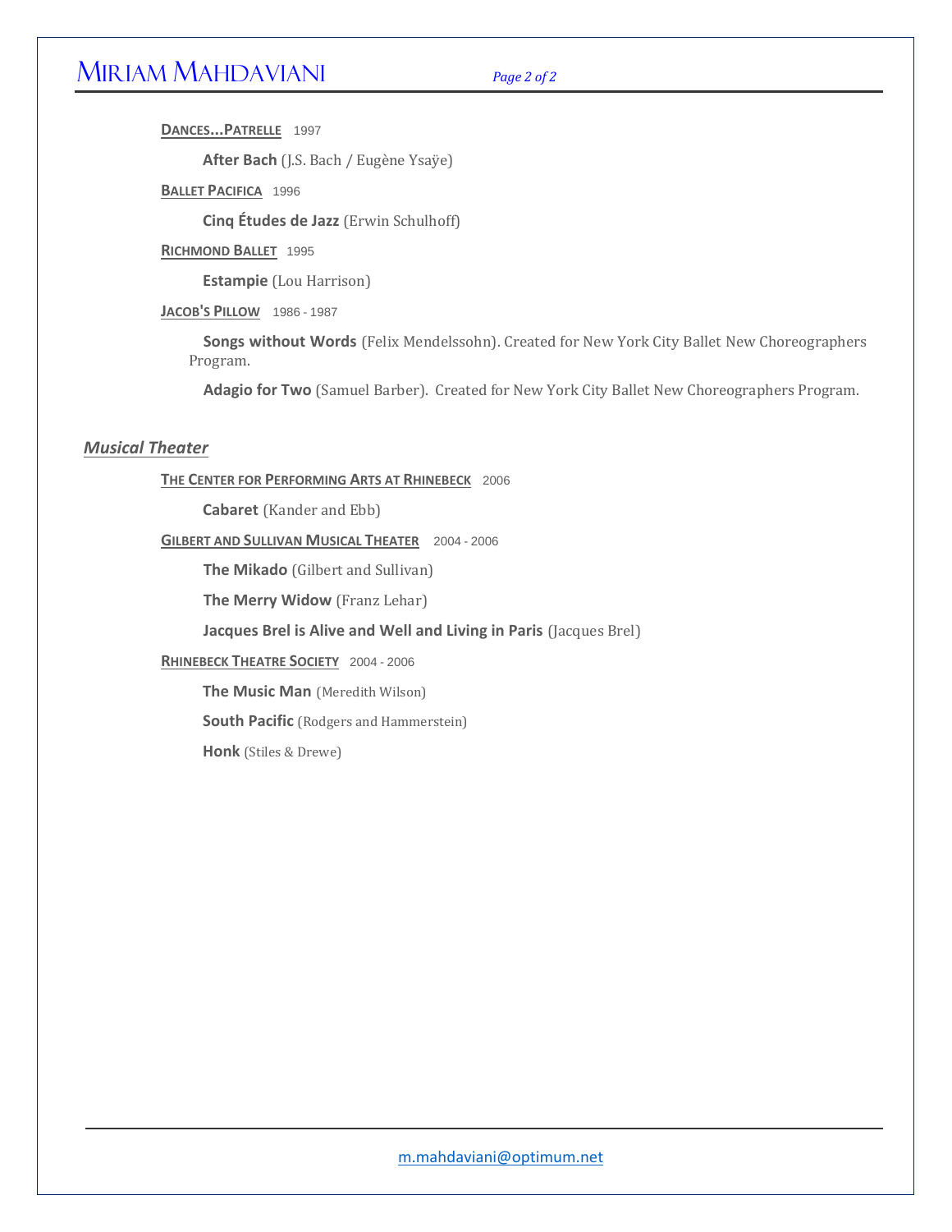**DANCES...PATRELLE** 1997

**After Bach** (J.S. Bach / Eugène Ysaÿe)

**BALLET PACIFICA** 1996

**Cinq Études de Jazz** (Erwin Schulhoff)

**RICHMOND BALLET** 1995

**Estampie** (Lou Harrison)

**JACOB'S PILLOW** 1986 - 1987

**Songs without Words** (Felix Mendelssohn). Created for New York City Ballet New Choreographers Program.

**Adagio for Two** (Samuel Barber). Created for New York City Ballet New Choreographers Program.

## *Musical Theater*

**THE CENTER FOR PERFORMING ARTS AT RHINEBECK** 2006

**Cabaret** (Kander and Ebb)

**GILBERT AND SULLIVAN MUSICAL THEATER** 2004 - 2006

**The Mikado** (Gilbert and Sullivan)

**The Merry Widow** (Franz Lehar)

**Jacques Brel is Alive and Well and Living in Paris** (Jacques Brel)

**RHINEBECK THEATRE SOCIETY** 2004 - 2006

**The Music Man** (Meredith Wilson)

**South Pacific** (Rodgers and Hammerstein)

**Honk** (Stiles & Drewe)

m.mahdaviani@optimum.net